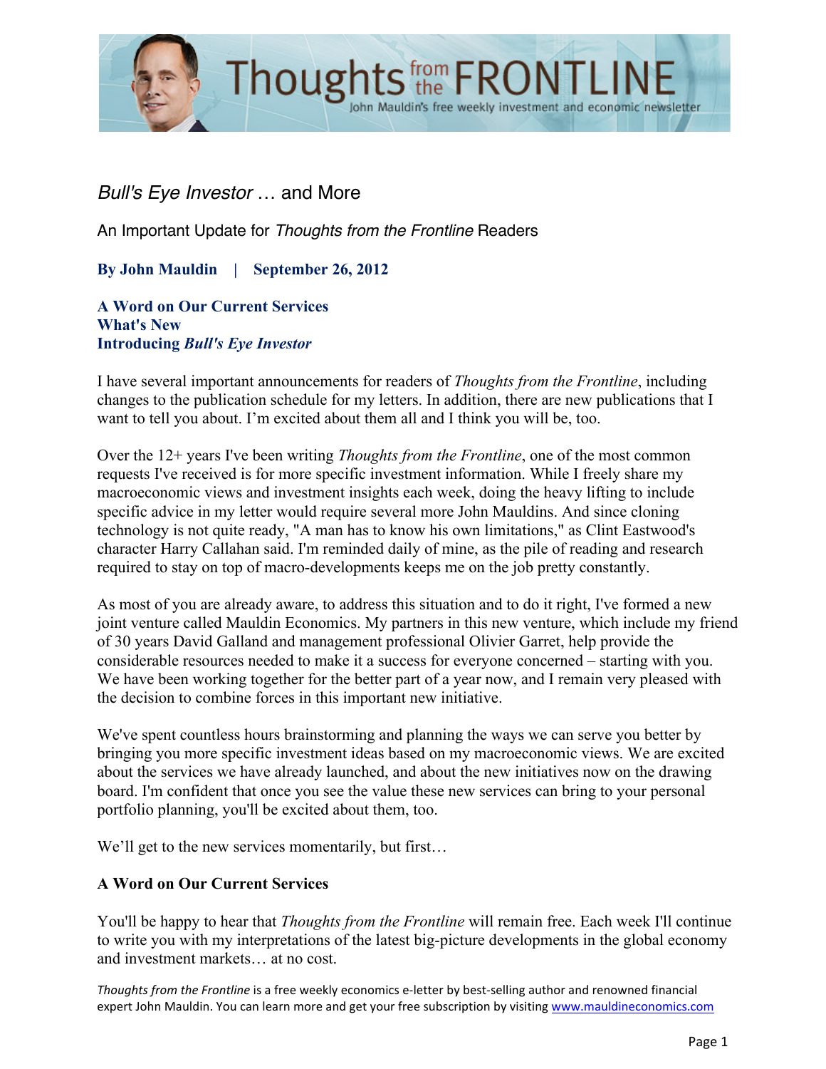# *Bull's Eye Investor* … and More

An Important Update for *Thoughts from the Frontline* Readers

**By John Mauldin | September 26, 2012**

**A Word on Our Current Services**
**What's New**
**Introducing *Bull's Eye Investor***

I have several important announcements for readers of *Thoughts from the Frontline*, including changes to the publication schedule for my letters. In addition, there are new publications that I want to tell you about. I'm excited about them all and I think you will be, too.

Over the 12+ years I've been writing *Thoughts from the Frontline*, one of the most common requests I've received is for more specific investment information. While I freely share my macroeconomic views and investment insights each week, doing the heavy lifting to include specific advice in my letter would require several more John Mauldins. And since cloning technology is not quite ready, "A man has to know his own limitations," as Clint Eastwood's character Harry Callahan said. I'm reminded daily of mine, as the pile of reading and research required to stay on top of macro-developments keeps me on the job pretty constantly.

As most of you are already aware, to address this situation and to do it right, I've formed a new joint venture called Mauldin Economics. My partners in this new venture, which include my friend of 30 years David Galland and management professional Olivier Garret, help provide the considerable resources needed to make it a success for everyone concerned – starting with you. We have been working together for the better part of a year now, and I remain very pleased with the decision to combine forces in this important new initiative.

We've spent countless hours brainstorming and planning the ways we can serve you better by bringing you more specific investment ideas based on my macroeconomic views. We are excited about the services we have already launched, and about the new initiatives now on the drawing board. I'm confident that once you see the value these new services can bring to your personal portfolio planning, you'll be excited about them, too.

We'll get to the new services momentarily, but first…

## A Word on Our Current Services

You'll be happy to hear that *Thoughts from the Frontline* will remain free. Each week I'll continue to write you with my interpretations of the latest big-picture developments in the global economy and investment markets… at no cost.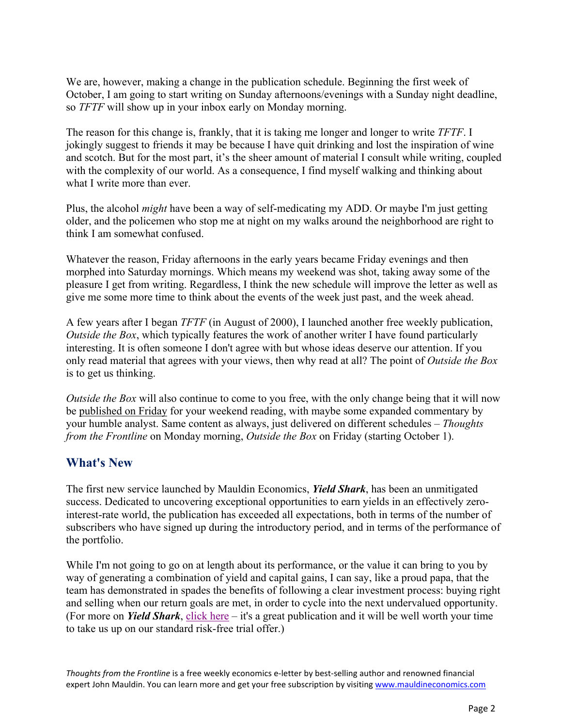We are, however, making a change in the publication schedule. Beginning the first week of October, I am going to start writing on Sunday afternoons/evenings with a Sunday night deadline, so *TFTF* will show up in your inbox early on Monday morning.

The reason for this change is, frankly, that it is taking me longer and longer to write *TFTF*. I jokingly suggest to friends it may be because I have quit drinking and lost the inspiration of wine and scotch. But for the most part, it's the sheer amount of material I consult while writing, coupled with the complexity of our world. As a consequence, I find myself walking and thinking about what I write more than ever.

Plus, the alcohol *might* have been a way of self-medicating my ADD. Or maybe I'm just getting older, and the policemen who stop me at night on my walks around the neighborhood are right to think I am somewhat confused.

Whatever the reason, Friday afternoons in the early years became Friday evenings and then morphed into Saturday mornings. Which means my weekend was shot, taking away some of the pleasure I get from writing. Regardless, I think the new schedule will improve the letter as well as give me some more time to think about the events of the week just past, and the week ahead.

A few years after I began *TFTF* (in August of 2000), I launched another free weekly publication, *Outside the Box*, which typically features the work of another writer I have found particularly interesting. It is often someone I don't agree with but whose ideas deserve our attention. If you only read material that agrees with your views, then why read at all? The point of *Outside the Box* is to get us thinking.

*Outside the Box* will also continue to come to you free, with the only change being that it will now be published on Friday for your weekend reading, with maybe some expanded commentary by your humble analyst. Same content as always, just delivered on different schedules – *Thoughts from the Frontline* on Monday morning, *Outside the Box* on Friday (starting October 1).

## What's New

The first new service launched by Mauldin Economics, ***Yield Shark***, has been an unmitigated success. Dedicated to uncovering exceptional opportunities to earn yields in an effectively zero-interest-rate world, the publication has exceeded all expectations, both in terms of the number of subscribers who have signed up during the introductory period, and in terms of the performance of the portfolio.

While I'm not going to go on at length about its performance, or the value it can bring to you by way of generating a combination of yield and capital gains, I can say, like a proud papa, that the team has demonstrated in spades the benefits of following a clear investment process: buying right and selling when our return goals are met, in order to cycle into the next undervalued opportunity. (For more on ***Yield Shark***, click here – it's a great publication and it will be well worth your time to take us up on our standard risk-free trial offer.)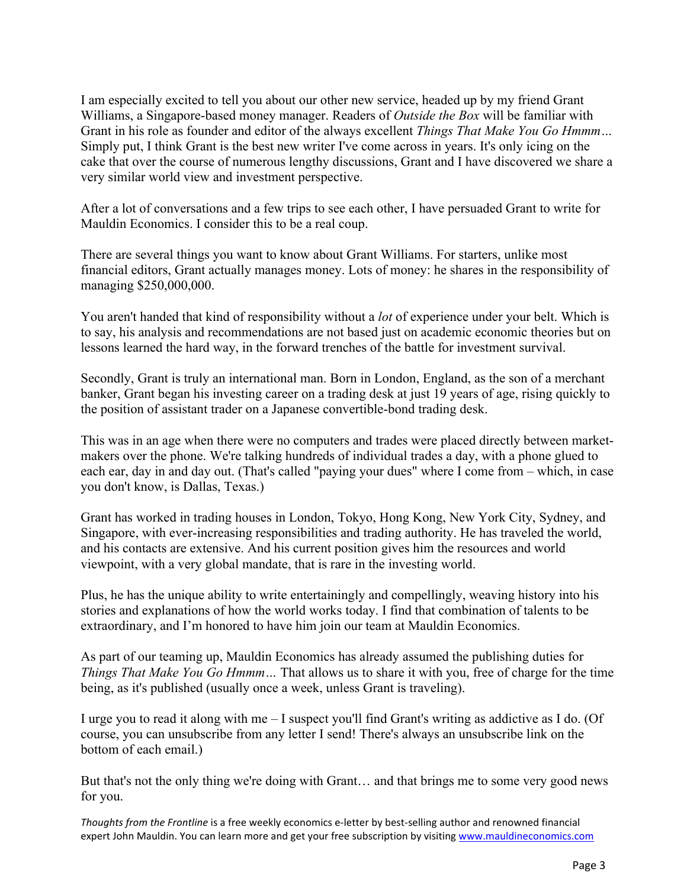I am especially excited to tell you about our other new service, headed up by my friend Grant Williams, a Singapore-based money manager. Readers of *Outside the Box* will be familiar with Grant in his role as founder and editor of the always excellent *Things That Make You Go Hmmm…* Simply put, I think Grant is the best new writer I've come across in years. It's only icing on the cake that over the course of numerous lengthy discussions, Grant and I have discovered we share a very similar world view and investment perspective.

After a lot of conversations and a few trips to see each other, I have persuaded Grant to write for Mauldin Economics. I consider this to be a real coup.

There are several things you want to know about Grant Williams. For starters, unlike most financial editors, Grant actually manages money. Lots of money: he shares in the responsibility of managing $250,000,000.

You aren't handed that kind of responsibility without a *lot* of experience under your belt. Which is to say, his analysis and recommendations are not based just on academic economic theories but on lessons learned the hard way, in the forward trenches of the battle for investment survival.

Secondly, Grant is truly an international man. Born in London, England, as the son of a merchant banker, Grant began his investing career on a trading desk at just 19 years of age, rising quickly to the position of assistant trader on a Japanese convertible-bond trading desk.

This was in an age when there were no computers and trades were placed directly between market-makers over the phone. We're talking hundreds of individual trades a day, with a phone glued to each ear, day in and day out. (That's called "paying your dues" where I come from – which, in case you don't know, is Dallas, Texas.)

Grant has worked in trading houses in London, Tokyo, Hong Kong, New York City, Sydney, and Singapore, with ever-increasing responsibilities and trading authority. He has traveled the world, and his contacts are extensive. And his current position gives him the resources and world viewpoint, with a very global mandate, that is rare in the investing world.

Plus, he has the unique ability to write entertainingly and compellingly, weaving history into his stories and explanations of how the world works today. I find that combination of talents to be extraordinary, and I'm honored to have him join our team at Mauldin Economics.

As part of our teaming up, Mauldin Economics has already assumed the publishing duties for *Things That Make You Go Hmmm…* That allows us to share it with you, free of charge for the time being, as it's published (usually once a week, unless Grant is traveling).

I urge you to read it along with me – I suspect you'll find Grant's writing as addictive as I do. (Of course, you can unsubscribe from any letter I send! There's always an unsubscribe link on the bottom of each email.)

But that's not the only thing we're doing with Grant… and that brings me to some very good news for you.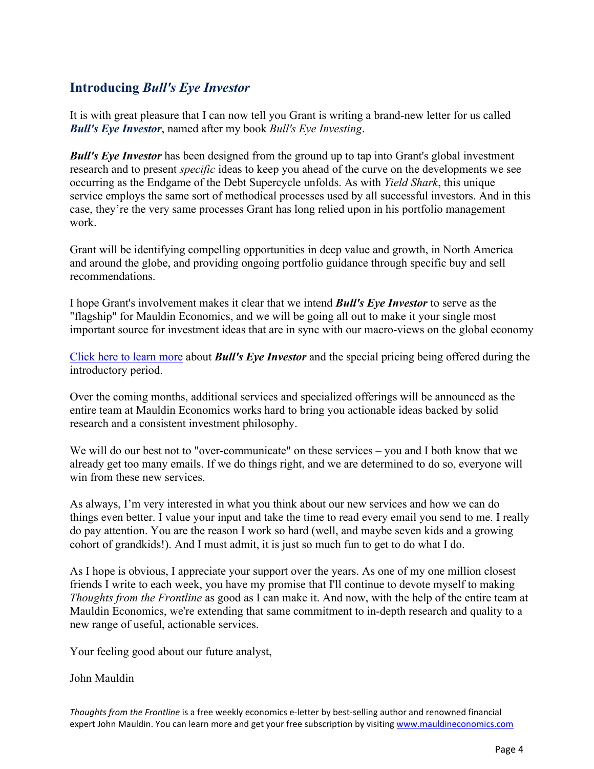## Introducing *Bull's Eye Investor*

It is with great pleasure that I can now tell you Grant is writing a brand-new letter for us called ***Bull's Eye Investor***, named after my book *Bull's Eye Investing*.

***Bull's Eye Investor*** has been designed from the ground up to tap into Grant's global investment research and to present *specific* ideas to keep you ahead of the curve on the developments we see occurring as the Endgame of the Debt Supercycle unfolds. As with *Yield Shark*, this unique service employs the same sort of methodical processes used by all successful investors. And in this case, they're the very same processes Grant has long relied upon in his portfolio management work.

Grant will be identifying compelling opportunities in deep value and growth, in North America and around the globe, and providing ongoing portfolio guidance through specific buy and sell recommendations.

I hope Grant's involvement makes it clear that we intend ***Bull's Eye Investor*** to serve as the "flagship" for Mauldin Economics, and we will be going all out to make it your single most important source for investment ideas that are in sync with our macro-views on the global economy

Click here to learn more about ***Bull's Eye Investor*** and the special pricing being offered during the introductory period.

Over the coming months, additional services and specialized offerings will be announced as the entire team at Mauldin Economics works hard to bring you actionable ideas backed by solid research and a consistent investment philosophy.

We will do our best not to "over-communicate" on these services – you and I both know that we already get too many emails. If we do things right, and we are determined to do so, everyone will win from these new services.

As always, I'm very interested in what you think about our new services and how we can do things even better. I value your input and take the time to read every email you send to me. I really do pay attention. You are the reason I work so hard (well, and maybe seven kids and a growing cohort of grandkids!). And I must admit, it is just so much fun to get to do what I do.

As I hope is obvious, I appreciate your support over the years. As one of my one million closest friends I write to each week, you have my promise that I'll continue to devote myself to making *Thoughts from the Frontline* as good as I can make it. And now, with the help of the entire team at Mauldin Economics, we're extending that same commitment to in-depth research and quality to a new range of useful, actionable services.

Your feeling good about our future analyst,

John Mauldin

*Thoughts from the Frontline* is a free weekly economics e-letter by best-selling author and renowned financial expert John Mauldin. You can learn more and get your free subscription by visiting www.mauldineconomics.com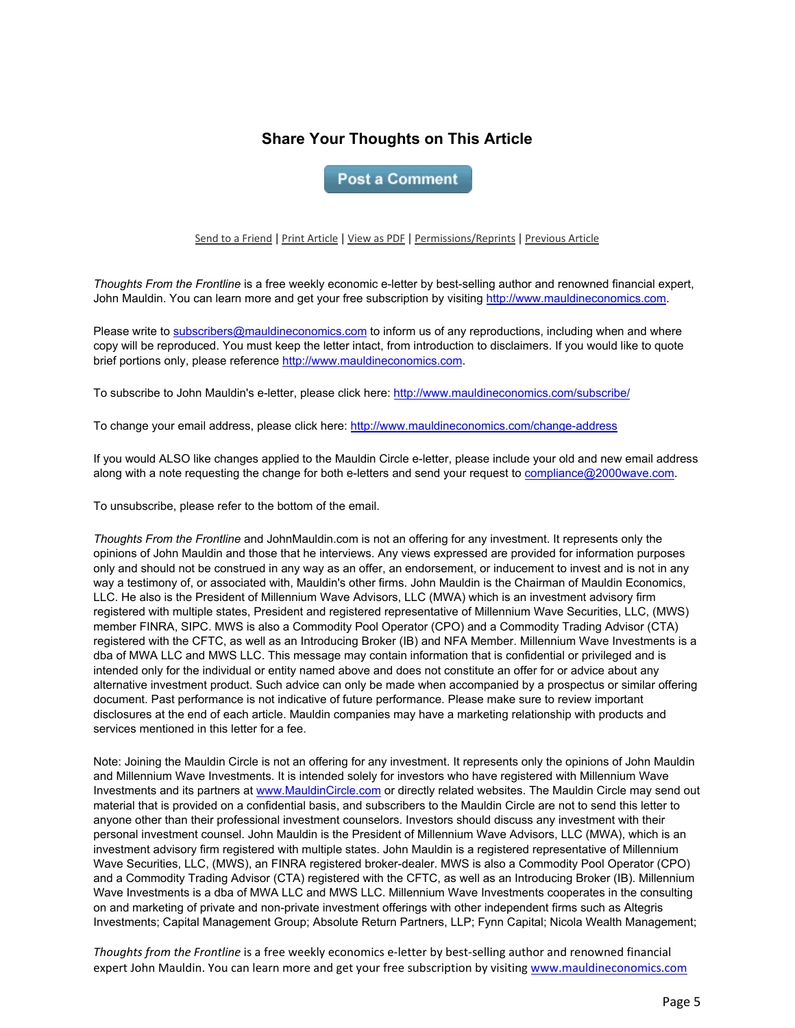## Share Your Thoughts on This Article

Post a Comment

Send to a Friend | Print Article | View as PDF | Permissions/Reprints | Previous Article

*Thoughts From the Frontline* is a free weekly economic e-letter by best-selling author and renowned financial expert, John Mauldin. You can learn more and get your free subscription by visiting http://www.mauldineconomics.com.

Please write to subscribers@mauldineconomics.com to inform us of any reproductions, including when and where copy will be reproduced. You must keep the letter intact, from introduction to disclaimers. If you would like to quote brief portions only, please reference http://www.mauldineconomics.com.

To subscribe to John Mauldin's e-letter, please click here: http://www.mauldineconomics.com/subscribe/

To change your email address, please click here: http://www.mauldineconomics.com/change-address

If you would ALSO like changes applied to the Mauldin Circle e-letter, please include your old and new email address along with a note requesting the change for both e-letters and send your request to compliance@2000wave.com.

To unsubscribe, please refer to the bottom of the email.

*Thoughts From the Frontline* and JohnMauldin.com is not an offering for any investment. It represents only the opinions of John Mauldin and those that he interviews. Any views expressed are provided for information purposes only and should not be construed in any way as an offer, an endorsement, or inducement to invest and is not in any way a testimony of, or associated with, Mauldin's other firms. John Mauldin is the Chairman of Mauldin Economics, LLC. He also is the President of Millennium Wave Advisors, LLC (MWA) which is an investment advisory firm registered with multiple states, President and registered representative of Millennium Wave Securities, LLC, (MWS) member FINRA, SIPC. MWS is also a Commodity Pool Operator (CPO) and a Commodity Trading Advisor (CTA) registered with the CFTC, as well as an Introducing Broker (IB) and NFA Member. Millennium Wave Investments is a dba of MWA LLC and MWS LLC. This message may contain information that is confidential or privileged and is intended only for the individual or entity named above and does not constitute an offer for or advice about any alternative investment product. Such advice can only be made when accompanied by a prospectus or similar offering document. Past performance is not indicative of future performance. Please make sure to review important disclosures at the end of each article. Mauldin companies may have a marketing relationship with products and services mentioned in this letter for a fee.

Note: Joining the Mauldin Circle is not an offering for any investment. It represents only the opinions of John Mauldin and Millennium Wave Investments. It is intended solely for investors who have registered with Millennium Wave Investments and its partners at www.MauldinCircle.com or directly related websites. The Mauldin Circle may send out material that is provided on a confidential basis, and subscribers to the Mauldin Circle are not to send this letter to anyone other than their professional investment counselors. Investors should discuss any investment with their personal investment counsel. John Mauldin is the President of Millennium Wave Advisors, LLC (MWA), which is an investment advisory firm registered with multiple states. John Mauldin is a registered representative of Millennium Wave Securities, LLC, (MWS), an FINRA registered broker-dealer. MWS is also a Commodity Pool Operator (CPO) and a Commodity Trading Advisor (CTA) registered with the CFTC, as well as an Introducing Broker (IB). Millennium Wave Investments is a dba of MWA LLC and MWS LLC. Millennium Wave Investments cooperates in the consulting on and marketing of private and non-private investment offerings with other independent firms such as Altegris Investments; Capital Management Group; Absolute Return Partners, LLP; Fynn Capital; Nicola Wealth Management;

*Thoughts from the Frontline* is a free weekly economics e-letter by best-selling author and renowned financial expert John Mauldin. You can learn more and get your free subscription by visiting www.mauldineconomics.com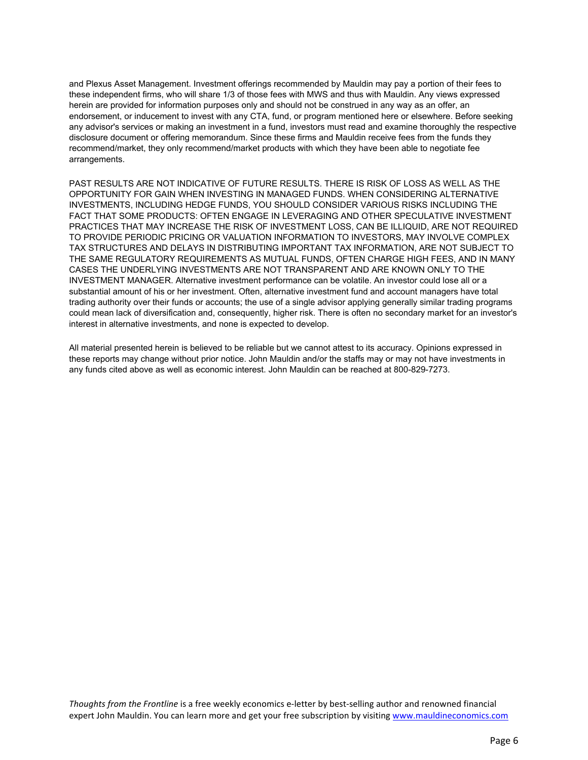and Plexus Asset Management. Investment offerings recommended by Mauldin may pay a portion of their fees to these independent firms, who will share 1/3 of those fees with MWS and thus with Mauldin. Any views expressed herein are provided for information purposes only and should not be construed in any way as an offer, an endorsement, or inducement to invest with any CTA, fund, or program mentioned here or elsewhere. Before seeking any advisor's services or making an investment in a fund, investors must read and examine thoroughly the respective disclosure document or offering memorandum. Since these firms and Mauldin receive fees from the funds they recommend/market, they only recommend/market products with which they have been able to negotiate fee arrangements.

PAST RESULTS ARE NOT INDICATIVE OF FUTURE RESULTS. THERE IS RISK OF LOSS AS WELL AS THE OPPORTUNITY FOR GAIN WHEN INVESTING IN MANAGED FUNDS. WHEN CONSIDERING ALTERNATIVE INVESTMENTS, INCLUDING HEDGE FUNDS, YOU SHOULD CONSIDER VARIOUS RISKS INCLUDING THE FACT THAT SOME PRODUCTS: OFTEN ENGAGE IN LEVERAGING AND OTHER SPECULATIVE INVESTMENT PRACTICES THAT MAY INCREASE THE RISK OF INVESTMENT LOSS, CAN BE ILLIQUID, ARE NOT REQUIRED TO PROVIDE PERIODIC PRICING OR VALUATION INFORMATION TO INVESTORS, MAY INVOLVE COMPLEX TAX STRUCTURES AND DELAYS IN DISTRIBUTING IMPORTANT TAX INFORMATION, ARE NOT SUBJECT TO THE SAME REGULATORY REQUIREMENTS AS MUTUAL FUNDS, OFTEN CHARGE HIGH FEES, AND IN MANY CASES THE UNDERLYING INVESTMENTS ARE NOT TRANSPARENT AND ARE KNOWN ONLY TO THE INVESTMENT MANAGER. Alternative investment performance can be volatile. An investor could lose all or a substantial amount of his or her investment. Often, alternative investment fund and account managers have total trading authority over their funds or accounts; the use of a single advisor applying generally similar trading programs could mean lack of diversification and, consequently, higher risk. There is often no secondary market for an investor's interest in alternative investments, and none is expected to develop.

All material presented herein is believed to be reliable but we cannot attest to its accuracy. Opinions expressed in these reports may change without prior notice. John Mauldin and/or the staffs may or may not have investments in any funds cited above as well as economic interest. John Mauldin can be reached at 800-829-7273.

*Thoughts from the Frontline* is a free weekly economics e-letter by best-selling author and renowned financial expert John Mauldin. You can learn more and get your free subscription by visiting www.mauldineconomics.com